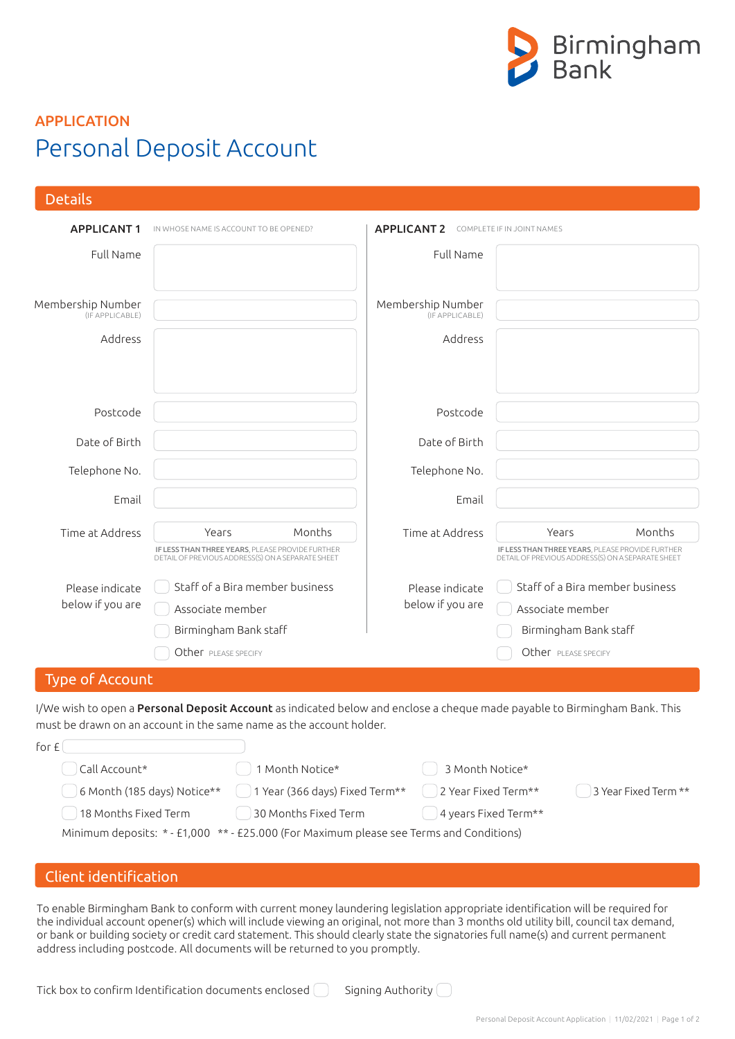Birmingham Bank

## APPLICATION

# Personal Deposit Account

## Details

| APPLICANT 1 IN WHOSE NAME IS ACCOUNT TO BE OPENED? | | APPLICANT 2 COMPLETE IF IN JOINT NAMES | |
|---|---|---|---|
| Full Name | | Full Name | |
| Membership Number (IF APPLICABLE) | | Membership Number (IF APPLICABLE) | |
| Address | | Address | |
| Postcode | | Postcode | |
| Date of Birth | | Date of Birth | |
| Telephone No. | | Telephone No. | |
| Email | | Email | |
| Time at Address | Years Months | Time at Address | Years Months |

IF LESS THAN THREE YEARS, PLEASE PROVIDE FURTHER DETAIL OF PREVIOUS ADDRESS(S) ON A SEPARATE SHEET

**Applicant 1** – Please indicate below if you are

- ☐ Staff of a Bira member business
- ☐ Associate member
- ☐ Birmingham Bank staff
- ☐ Other PLEASE SPECIFY

**Applicant 2** – Please indicate below if you are

- ☐ Staff of a Bira member business
- ☐ Associate member
- ☐ Birmingham Bank staff
- ☐ Other PLEASE SPECIFY

## Type of Account

I/We wish to open a **Personal Deposit Account** as indicated below and enclose a cheque made payable to Birmingham Bank. This must be drawn on an account in the same name as the account holder.

for £

- ☐ Call Account*
- ☐ 1 Month Notice*
- ☐ 3 Month Notice*
- ☐ 6 Month (185 days) Notice**
- ☐ 1 Year (366 days) Fixed Term**
- ☐ 2 Year Fixed Term**
- ☐ 3 Year Fixed Term **
- ☐ 18 Months Fixed Term
- ☐ 30 Months Fixed Term
- ☐ 4 years Fixed Term**

Minimum deposits: * - £1,000 ** - £25.000 (For Maximum please see Terms and Conditions)

## Client identification

To enable Birmingham Bank to conform with current money laundering legislation appropriate identification will be required for the individual account opener(s) which will include viewing an original, not more than 3 months old utility bill, council tax demand, or bank or building society or credit card statement. This should clearly state the signatories full name(s) and current permanent address including postcode. All documents will be returned to you promptly.

Tick box to confirm Identification documents enclosed ☐ Signing Authority ☐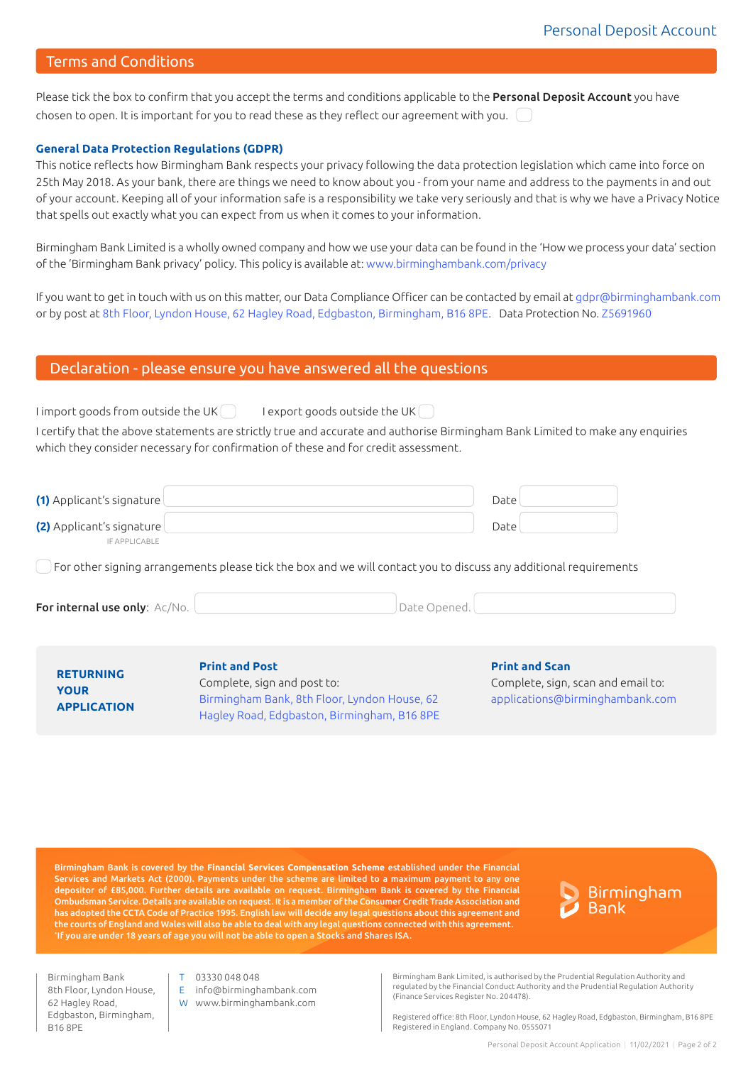## Terms and Conditions

Please tick the box to confirm that you accept the terms and conditions applicable to the **Personal Deposit Account** you have chosen to open. It is important for you to read these as they reflect our agreement with you. ☐

### General Data Protection Regulations (GDPR)

This notice reflects how Birmingham Bank respects your privacy following the data protection legislation which came into force on 25th May 2018. As your bank, there are things we need to know about you - from your name and address to the payments in and out of your account. Keeping all of your information safe is a responsibility we take very seriously and that is why we have a Privacy Notice that spells out exactly what you can expect from us when it comes to your information.

Birmingham Bank Limited is a wholly owned company and how we use your data can be found in the 'How we process your data' section of the 'Birmingham Bank privacy' policy. This policy is available at: www.birminghambank.com/privacy

If you want to get in touch with us on this matter, our Data Compliance Officer can be contacted by email at gdpr@birminghambank.com or by post at 8th Floor, Lyndon House, 62 Hagley Road, Edgbaston, Birmingham, B16 8PE. Data Protection No. Z5691960

## Declaration - please ensure you have answered all the questions

I import goods from outside the UK ☐ I export goods outside the UK ☐

I certify that the above statements are strictly true and accurate and authorise Birmingham Bank Limited to make any enquiries which they consider necessary for confirmation of these and for credit assessment.

**(1)** Applicant's signature ____________________ Date __________

**(2)** Applicant's signature ____________________ Date __________
IF APPLICABLE

☐ For other signing arrangements please tick the box and we will contact you to discuss any additional requirements

**For internal use only**: Ac/No. __________ Date Opened. __________

**RETURNING YOUR APPLICATION**

**Print and Post**
Complete, sign and post to:
Birmingham Bank, 8th Floor, Lyndon House, 62 Hagley Road, Edgbaston, Birmingham, B16 8PE

**Print and Scan**
Complete, sign, scan and email to:
applications@birminghambank.com

**Birmingham Bank is covered by the Financial Services Compensation Scheme established under the Financial Services and Markets Act (2000). Payments under the scheme are limited to a maximum payment to any one depositor of £85,000. Further details are available on request. Birmingham Bank is covered by the Financial Ombudsman Service. Details are available on request. It is a member of the Consumer Credit Trade Association and has adopted the CCTA Code of Practice 1995. English law will decide any legal questions about this agreement and the courts of England and Wales will also be able to deal with any legal questions connected with this agreement. 'If you are under 18 years of age you will not be able to open a Stocks and Shares ISA.**

Birmingham Bank

Birmingham Bank
8th Floor, Lyndon House,
62 Hagley Road,
Edgbaston, Birmingham,
B16 8PE

T 03330 048 048
E info@birminghambank.com
W www.birminghambank.com

Birmingham Bank Limited, is authorised by the Prudential Regulation Authority and regulated by the Financial Conduct Authority and the Prudential Regulation Authority (Finance Services Register No. 204478).

Registered office: 8th Floor, Lyndon House, 62 Hagley Road, Edgbaston, Birmingham, B16 8PE
Registered in England. Company No. 0555071